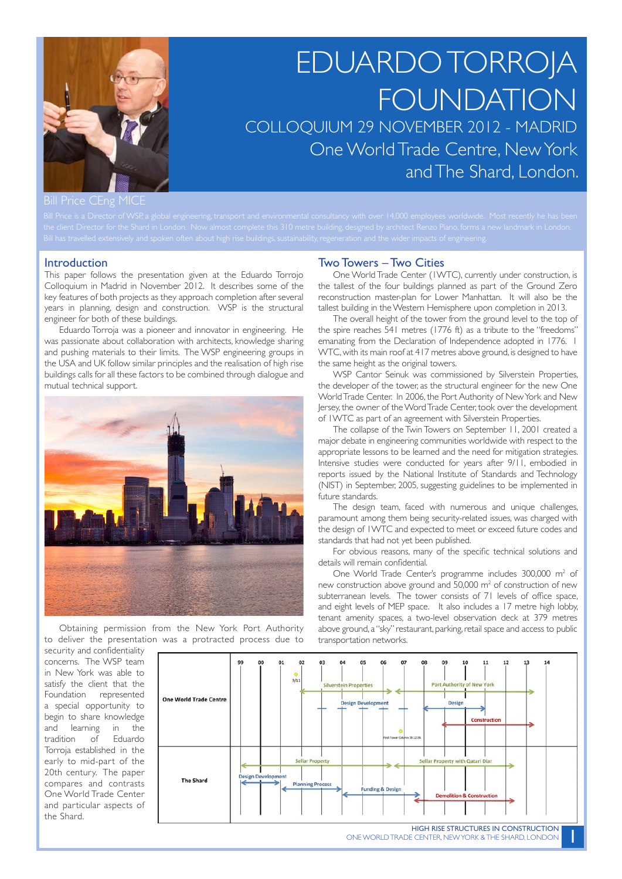# EDUARDO TORROJA FOUNDATION

## COLLOQUIUM 29 NOVEMBER 2012 - MADRID

## One World Trade Centre, New York and The Shard, London.

**Bill Price CEng MICE**

Bill Price is a Director of WSP, a global engineering, transport and environmental consultancy with over 14,000 employees worldwide. Most recently he has been the client Director for the Shard in London. Now almost complete this 310 metre building, designed by architect Renzo Piano, forms a new landmark in London. Bill has travelled extensively and spoken often about high rise buildings, sustainability, regeneration and the wider impacts of engineering.

### Introduction

This paper follows the presentation given at the Eduardo Torrojo Colloquium in Madrid in November 2012. It describes some of the key features of both projects as they approach completion after several years in planning, design and construction. WSP is the structural engineer for both of these buildings.

Eduardo Torroja was a pioneer and innovator in engineering. He was passionate about collaboration with architects, knowledge sharing and pushing materials to their limits. The WSP engineering groups in the USA and UK follow similar principles and the realisation of high rise buildings calls for all these factors to be combined through dialogue and mutual technical support.

Obtaining permission from the New York Port Authority to deliver the presentation was a protracted process due to security and confidentiality concerns. The WSP team in New York was able to satisfy the client that the Foundation represented a special opportunity to begin to share knowledge and learning in the tradition of Eduardo Torroja established in the early to mid-part of the 20th century. The paper compares and contrasts One World Trade Center and particular aspects of the Shard.

### Two Towers – Two Cities

One World Trade Center (1WTC), currently under construction, is the tallest of the four buildings planned as part of the Ground Zero reconstruction master-plan for Lower Manhattan. It will also be the tallest building in the Western Hemisphere upon completion in 2013.

The overall height of the tower from the ground level to the top of the spire reaches 541 metres (1776 ft) as a tribute to the "freedoms" emanating from the Declaration of Independence adopted in 1776. 1 WTC, with its main roof at 417 metres above ground, is designed to have the same height as the original towers.

WSP Cantor Seinuk was commissioned by Silverstein Properties, the developer of the tower, as the structural engineer for the new One World Trade Center. In 2006, the Port Authority of New York and New Jersey, the owner of the Word Trade Center, took over the development of 1WTC as part of an agreement with Silverstein Properties.

The collapse of the Twin Towers on September 11, 2001 created a major debate in engineering communities worldwide with respect to the appropriate lessons to be learned and the need for mitigation strategies. Intensive studies were conducted for years after 9/11, embodied in reports issued by the National Institute of Standards and Technology (NIST) in September, 2005, suggesting guidelines to be implemented in future standards.

The design team, faced with numerous and unique challenges, paramount among them being security-related issues, was charged with the design of 1WTC and expected to meet or exceed future codes and standards that had not yet been published.

For obvious reasons, many of the specific technical solutions and details will remain confidential.

One World Trade Center's programme includes 300,000 m$^2$ of new construction above ground and 50,000 m$^2$ of construction of new subterranean levels. The tower consists of 71 levels of office space, and eight levels of MEP space. It also includes a 17 metre high lobby, tenant amenity spaces, a two-level observation deck at 379 metres above ground, a "sky" restaurant, parking, retail space and access to public transportation networks.

| | 99 | 00 | 01 | 02 | 03 | 04 | 05 | 06 | 07 | 08 | 09 | 10 | 11 | 12 | 13 | 14 |
|---|---|---|---|---|---|---|---|---|---|---|---|---|---|---|---|---|
| **One World Trade Centre** | | | | 9/11; Silverstein Properties → | | Design Development | | | First Tower Column 19.12.06 | Port Authority of New York; Design; Construction | | | | | | |
| **The Shard** | Design Development | | Sellar Property; Planning Process | | | Funding & Design | | | | Sellar Property with Qatari Diar; Demolition & Construction | | | | | | |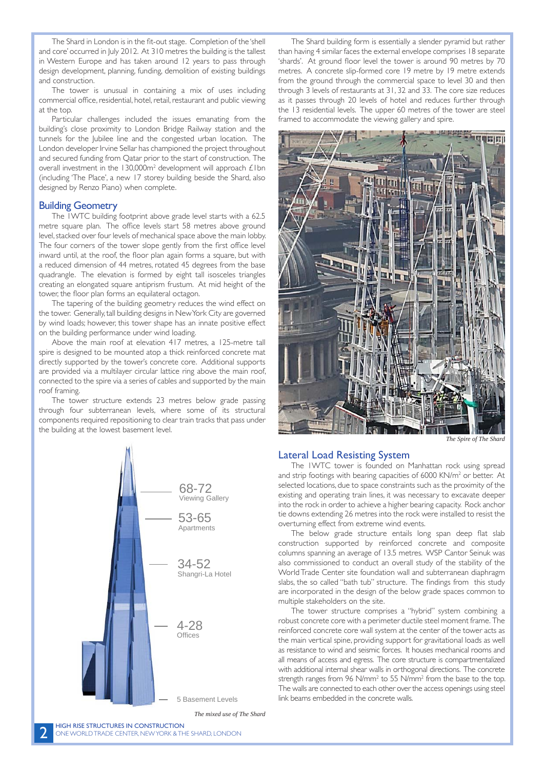The Shard in London is in the fit-out stage. Completion of the 'shell and core' occurred in July 2012. At 310 metres the building is the tallest in Western Europe and has taken around 12 years to pass through design development, planning, funding, demolition of existing buildings and construction.

The tower is unusual in containing a mix of uses including commercial office, residential, hotel, retail, restaurant and public viewing at the top.

Particular challenges included the issues emanating from the building's close proximity to London Bridge Railway station and the tunnels for the Jubilee line and the congested urban location. The London developer Irvine Sellar has championed the project throughout and secured funding from Qatar prior to the start of construction. The overall investment in the 130,000m² development will approach £1bn (including 'The Place', a new 17 storey building beside the Shard, also designed by Renzo Piano) when complete.

## Building Geometry

The 1WTC building footprint above grade level starts with a 62.5 metre square plan. The office levels start 58 metres above ground level, stacked over four levels of mechanical space above the main lobby. The four corners of the tower slope gently from the first office level inward until, at the roof, the floor plan again forms a square, but with a reduced dimension of 44 metres, rotated 45 degrees from the base quadrangle. The elevation is formed by eight tall isosceles triangles creating an elongated square antiprism frustum. At mid height of the tower, the floor plan forms an equilateral octagon.

The tapering of the building geometry reduces the wind effect on the tower. Generally, tall building designs in New York City are governed by wind loads; however, this tower shape has an innate positive effect on the building performance under wind loading.

Above the main roof at elevation 417 metres, a 125-metre tall spire is designed to be mounted atop a thick reinforced concrete mat directly supported by the tower's concrete core. Additional supports are provided via a multilayer circular lattice ring above the main roof, connected to the spire via a series of cables and supported by the main roof framing.

The tower structure extends 23 metres below grade passing through four subterranean levels, where some of its structural components required repositioning to clear train tracks that pass under the building at the lowest basement level.

68-72 Viewing Gallery

53-65 Apartments

34-52 Shangri-La Hotel

4-28 Offices

5 Basement Levels

*The mixed use of The Shard*

The Shard building form is essentially a slender pyramid but rather than having 4 similar faces the external envelope comprises 18 separate 'shards'. At ground floor level the tower is around 90 metres by 70 metres. A concrete slip-formed core 19 metre by 19 metre extends from the ground through the commercial space to level 30 and then through 3 levels of restaurants at 31, 32 and 33. The core size reduces as it passes through 20 levels of hotel and reduces further through the 13 residential levels. The upper 60 metres of the tower are steel framed to accommodate the viewing gallery and spire.

*The Spire of The Shard*

## Lateral Load Resisting System

The 1WTC tower is founded on Manhattan rock using spread and strip footings with bearing capacities of 6000 KN/m² or better. At selected locations, due to space constraints such as the proximity of the existing and operating train lines, it was necessary to excavate deeper into the rock in order to achieve a higher bearing capacity. Rock anchor tie downs extending 26 metres into the rock were installed to resist the overturning effect from extreme wind events.

The below grade structure entails long span deep flat slab construction supported by reinforced concrete and composite columns spanning an average of 13.5 metres. WSP Cantor Seinuk was also commissioned to conduct an overall study of the stability of the World Trade Center site foundation wall and subterranean diaphragm slabs, the so called "bath tub" structure. The findings from this study are incorporated in the design of the below grade spaces common to multiple stakeholders on the site.

The tower structure comprises a "hybrid" system combining a robust concrete core with a perimeter ductile steel moment frame. The reinforced concrete core wall system at the center of the tower acts as the main vertical spine, providing support for gravitational loads as well as resistance to wind and seismic forces. It houses mechanical rooms and all means of access and egress. The core structure is compartmentalized with additional internal shear walls in orthogonal directions. The concrete strength ranges from 96 N/mm² to 55 N/mm² from the base to the top. The walls are connected to each other over the access openings using steel link beams embedded in the concrete walls.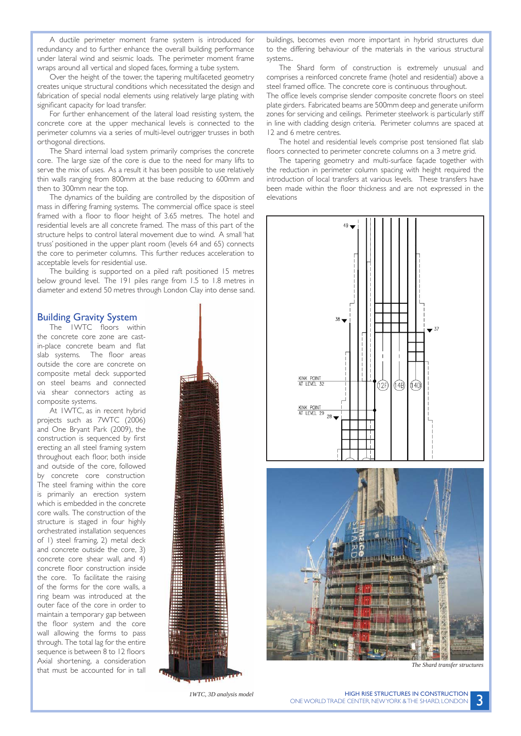A ductile perimeter moment frame system is introduced for redundancy and to further enhance the overall building performance under lateral wind and seismic loads. The perimeter moment frame wraps around all vertical and sloped faces, forming a tube system.

Over the height of the tower, the tapering multifaceted geometry creates unique structural conditions which necessitated the design and fabrication of special nodal elements using relatively large plating with significant capacity for load transfer.

For further enhancement of the lateral load resisting system, the concrete core at the upper mechanical levels is connected to the perimeter columns via a series of multi-level outrigger trusses in both orthogonal directions.

The Shard internal load system primarily comprises the concrete core. The large size of the core is due to the need for many lifts to serve the mix of uses. As a result it has been possible to use relatively thin walls ranging from 800mm at the base reducing to 600mm and then to 300mm near the top.

The dynamics of the building are controlled by the disposition of mass in differing framing systems. The commercial office space is steel framed with a floor to floor height of 3.65 metres. The hotel and residential levels are all concrete framed. The mass of this part of the structure helps to control lateral movement due to wind. A small 'hat truss' positioned in the upper plant room (levels 64 and 65) connects the core to perimeter columns. This further reduces acceleration to acceptable levels for residential use.

The building is supported on a piled raft positioned 15 metres below ground level. The 191 piles range from 1.5 to 1.8 metres in diameter and extend 50 metres through London Clay into dense sand.

## Building Gravity System

The 1WTC floors within the concrete core zone are cast-in-place concrete beam and flat slab systems. The floor areas outside the core are concrete on composite metal deck supported on steel beams and connected via shear connectors acting as composite systems.

At 1WTC, as in recent hybrid projects such as 7WTC (2006) and One Bryant Park (2009), the construction is sequenced by first erecting an all steel framing system throughout each floor, both inside and outside of the core, followed by concrete core construction. The steel framing within the core is primarily an erection system which is embedded in the concrete core walls. The construction of the structure is staged in four highly orchestrated installation sequences of 1) steel framing, 2) metal deck and concrete outside the core, 3) concrete core shear wall, and 4) concrete floor construction inside the core. To facilitate the raising of the forms for the core walls, a ring beam was introduced at the outer face of the core in order to maintain a temporary gap between the floor system and the core wall allowing the forms to pass through. The total lag for the entire sequence is between 8 to 12 floors. Axial shortening, a consideration that must be accounted for in tall buildings, becomes even more important in hybrid structures due to the differing behaviour of the materials in the various structural systems..

*1WTC, 3D analysis model*

The Shard form of construction is extremely unusual and comprises a reinforced concrete frame (hotel and residential) above a steel framed office. The concrete core is continuous throughout. The office levels comprise slender composite concrete floors on steel plate girders. Fabricated beams are 500mm deep and generate uniform zones for servicing and ceilings. Perimeter steelwork is particularly stiff in line with cladding design criteria. Perimeter columns are spaced at 12 and 6 metre centres.

The hotel and residential levels comprise post tensioned flat slab floors connected to perimeter concrete columns on a 3 metre grid.

The tapering geometry and multi-surface façade together with the reduction in perimeter column spacing with height required the introduction of local transfers at various levels. These transfers have been made within the floor thickness and are not expressed in the elevations

*The Shard transfer structures*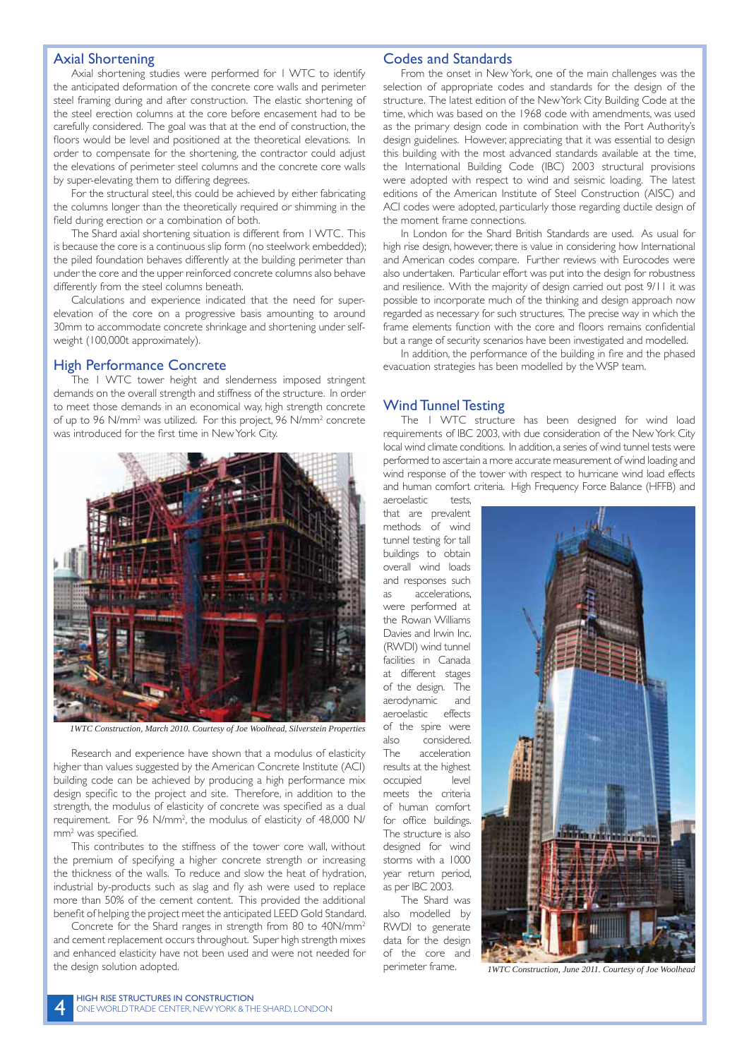## Axial Shortening

Axial shortening studies were performed for 1 WTC to identify the anticipated deformation of the concrete core walls and perimeter steel framing during and after construction. The elastic shortening of the steel erection columns at the core before encasement had to be carefully considered. The goal was that at the end of construction, the floors would be level and positioned at the theoretical elevations. In order to compensate for the shortening, the contractor could adjust the elevations of perimeter steel columns and the concrete core walls by super-elevating them to differing degrees.

For the structural steel, this could be achieved by either fabricating the columns longer than the theoretically required or shimming in the field during erection or a combination of both.

The Shard axial shortening situation is different from 1 WTC. This is because the core is a continuous slip form (no steelwork embedded); the piled foundation behaves differently at the building perimeter than under the core and the upper reinforced concrete columns also behave differently from the steel columns beneath.

Calculations and experience indicated that the need for super-elevation of the core on a progressive basis amounting to around 30mm to accommodate concrete shrinkage and shortening under self-weight (100,000t approximately).

## High Performance Concrete

The 1 WTC tower height and slenderness imposed stringent demands on the overall strength and stiffness of the structure. In order to meet those demands in an economical way, high strength concrete of up to 96 $N/mm^2$ was utilized. For this project, 96 $N/mm^2$ concrete was introduced for the first time in New York City.

*1WTC Construction, March 2010. Courtesy of Joe Woolhead, Silverstein Properties*

Research and experience have shown that a modulus of elasticity higher than values suggested by the American Concrete Institute (ACI) building code can be achieved by producing a high performance mix design specific to the project and site. Therefore, in addition to the strength, the modulus of elasticity of concrete was specified as a dual requirement. For 96 $N/mm^2$, the modulus of elasticity of 48,000 $N/mm^2$ was specified.

This contributes to the stiffness of the tower core wall, without the premium of specifying a higher concrete strength or increasing the thickness of the walls. To reduce and slow the heat of hydration, industrial by-products such as slag and fly ash were used to replace more than 50% of the cement content. This provided the additional benefit of helping the project meet the anticipated LEED Gold Standard.

Concrete for the Shard ranges in strength from 80 to 40$N/mm^2$ and cement replacement occurs throughout. Super high strength mixes and enhanced elasticity have not been used and were not needed for the design solution adopted.

## Codes and Standards

From the onset in New York, one of the main challenges was the selection of appropriate codes and standards for the design of the structure. The latest edition of the New York City Building Code at the time, which was based on the 1968 code with amendments, was used as the primary design code in combination with the Port Authority's design guidelines. However, appreciating that it was essential to design this building with the most advanced standards available at the time, the International Building Code (IBC) 2003 structural provisions were adopted with respect to wind and seismic loading. The latest editions of the American Institute of Steel Construction (AISC) and ACI codes were adopted, particularly those regarding ductile design of the moment frame connections.

In London for the Shard British Standards are used. As usual for high rise design, however, there is value in considering how International and American codes compare. Further reviews with Eurocodes were also undertaken. Particular effort was put into the design for robustness and resilience. With the majority of design carried out post 9/11 it was possible to incorporate much of the thinking and design approach now regarded as necessary for such structures. The precise way in which the frame elements function with the core and floors remains confidential but a range of security scenarios have been investigated and modelled.

In addition, the performance of the building in fire and the phased evacuation strategies has been modelled by the WSP team.

## Wind Tunnel Testing

The 1 WTC structure has been designed for wind load requirements of IBC 2003, with due consideration of the New York City local wind climate conditions. In addition, a series of wind tunnel tests were performed to ascertain a more accurate measurement of wind loading and wind response of the tower with respect to hurricane wind load effects and human comfort criteria. High Frequency Force Balance (HFFB) and aeroelastic tests, that are prevalent methods of wind tunnel testing for tall buildings to obtain overall wind loads and responses such as accelerations, were performed at the Rowan Williams Davies and Irwin Inc. (RWDI) wind tunnel facilities in Canada at different stages of the design. The aerodynamic and aeroelastic effects of the spire were also considered. The acceleration results at the highest occupied level meets the criteria of human comfort for office buildings. The structure is also designed for wind storms with a 1000 year return period, as per IBC 2003.

The Shard was also modelled by RWDI to generate data for the design of the core and perimeter frame.

*1WTC Construction, June 2011. Courtesy of Joe Woolhead*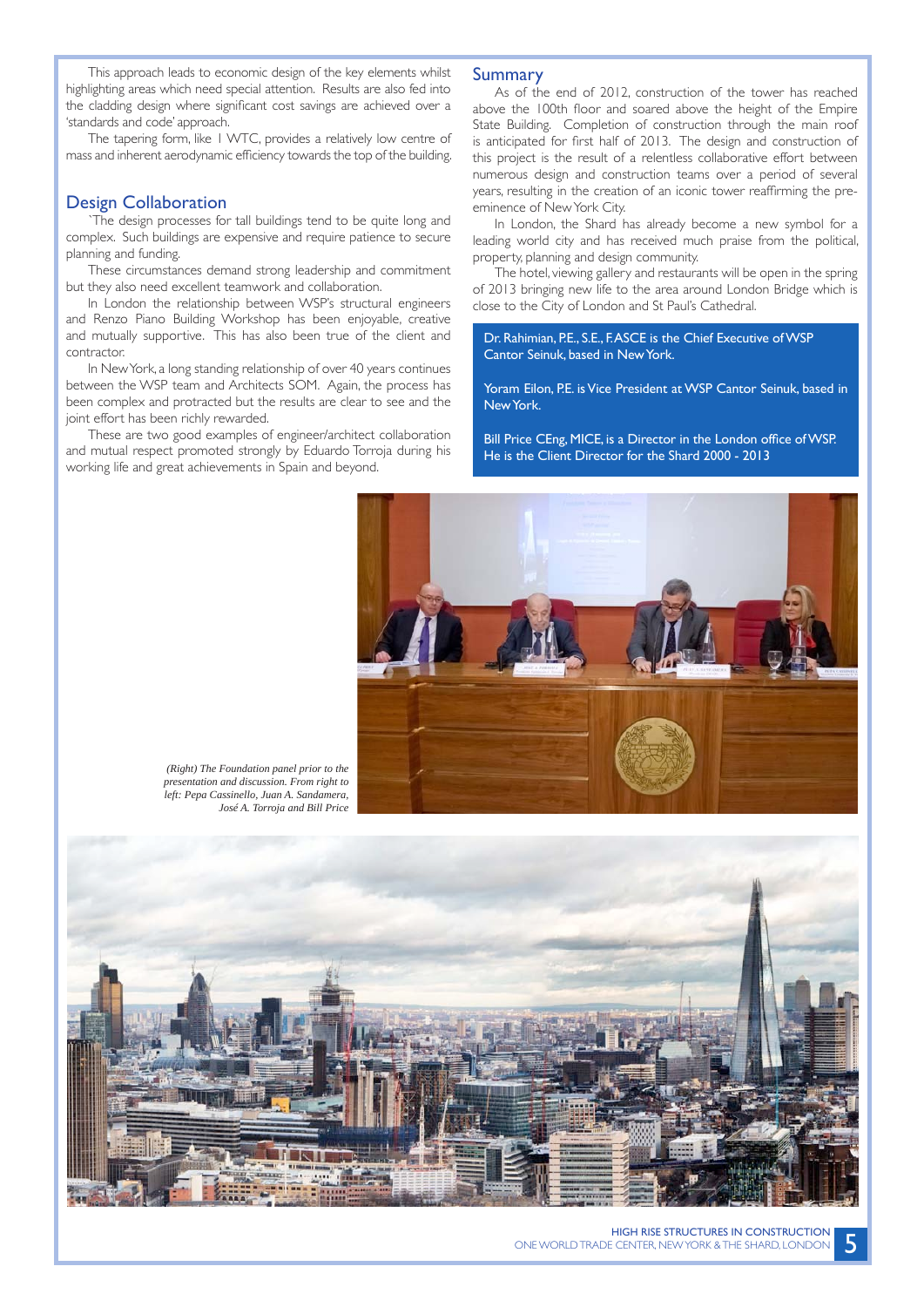This approach leads to economic design of the key elements whilst highlighting areas which need special attention. Results are also fed into the cladding design where significant cost savings are achieved over a 'standards and code' approach.

The tapering form, like 1 WTC, provides a relatively low centre of mass and inherent aerodynamic efficiency towards the top of the building.

## Design Collaboration

`The design processes for tall buildings tend to be quite long and complex. Such buildings are expensive and require patience to secure planning and funding.

These circumstances demand strong leadership and commitment but they also need excellent teamwork and collaboration.

In London the relationship between WSP's structural engineers and Renzo Piano Building Workshop has been enjoyable, creative and mutually supportive. This has also been true of the client and contractor.

In New York, a long standing relationship of over 40 years continues between the WSP team and Architects SOM. Again, the process has been complex and protracted but the results are clear to see and the joint effort has been richly rewarded.

These are two good examples of engineer/architect collaboration and mutual respect promoted strongly by Eduardo Torroja during his working life and great achievements in Spain and beyond.

## Summary

As of the end of 2012, construction of the tower has reached above the 100th floor and soared above the height of the Empire State Building. Completion of construction through the main roof is anticipated for first half of 2013. The design and construction of this project is the result of a relentless collaborative effort between numerous design and construction teams over a period of several years, resulting in the creation of an iconic tower reaffirming the pre-eminence of New York City.

In London, the Shard has already become a new symbol for a leading world city and has received much praise from the political, property, planning and design community.

The hotel, viewing gallery and restaurants will be open in the spring of 2013 bringing new life to the area around London Bridge which is close to the City of London and St Paul's Cathedral.

Dr. Rahimian, P.E., S.E., F.ASCE is the Chief Executive of WSP Cantor Seinuk, based in New York.

Yoram Eilon, P.E. is Vice President at WSP Cantor Seinuk, based in New York.

Bill Price CEng, MICE, is a Director in the London office of WSP. He is the Client Director for the Shard 2000 - 2013

*(Right) The Foundation panel prior to the presentation and discussion. From right to left: Pepa Cassinello, Juan A. Sandamera, José A. Torroja and Bill Price*